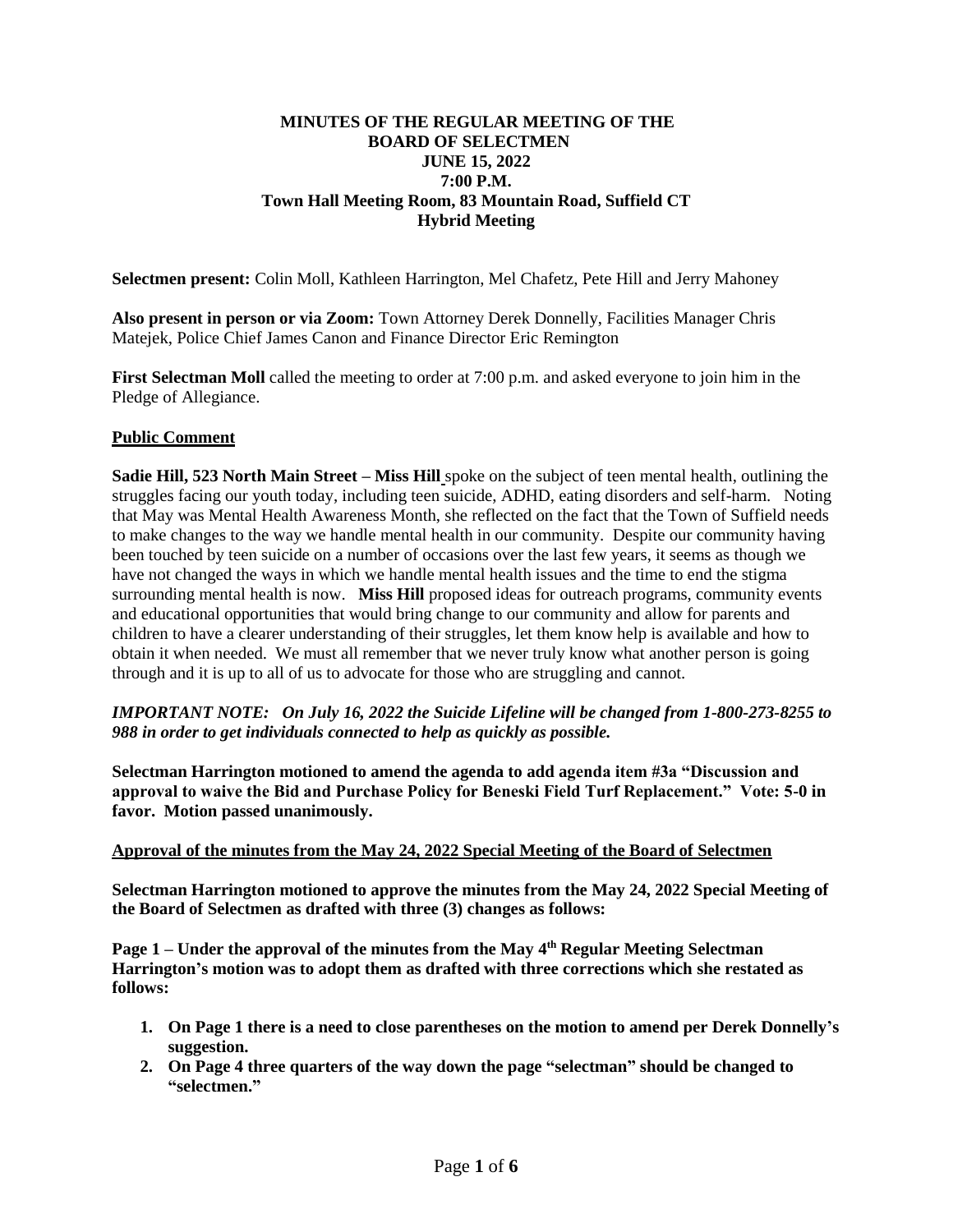**MINUTES OF THE REGULAR MEETING OF THE BOARD OF SELECTMEN**
**JUNE 15, 2022**
**7:00 P.M.**
**Town Hall Meeting Room, 83 Mountain Road, Suffield CT**
**Hybrid Meeting**

**Selectmen present:** Colin Moll, Kathleen Harrington, Mel Chafetz, Pete Hill and Jerry Mahoney

**Also present in person or via Zoom:** Town Attorney Derek Donnelly, Facilities Manager Chris Matejek, Police Chief James Canon and Finance Director Eric Remington

**First Selectman Moll** called the meeting to order at 7:00 p.m. and asked everyone to join him in the Pledge of Allegiance.

**Public Comment**

**Sadie Hill, 523 North Main Street – Miss Hill** spoke on the subject of teen mental health, outlining the struggles facing our youth today, including teen suicide, ADHD, eating disorders and self-harm. Noting that May was Mental Health Awareness Month, she reflected on the fact that the Town of Suffield needs to make changes to the way we handle mental health in our community. Despite our community having been touched by teen suicide on a number of occasions over the last few years, it seems as though we have not changed the ways in which we handle mental health issues and the time to end the stigma surrounding mental health is now. **Miss Hill** proposed ideas for outreach programs, community events and educational opportunities that would bring change to our community and allow for parents and children to have a clearer understanding of their struggles, let them know help is available and how to obtain it when needed. We must all remember that we never truly know what another person is going through and it is up to all of us to advocate for those who are struggling and cannot.

***IMPORTANT NOTE: On July 16, 2022 the Suicide Lifeline will be changed from 1-800-273-8255 to 988 in order to get individuals connected to help as quickly as possible.***

**Selectman Harrington motioned to amend the agenda to add agenda item #3a "Discussion and approval to waive the Bid and Purchase Policy for Beneski Field Turf Replacement." Vote: 5-0 in favor. Motion passed unanimously.**

**Approval of the minutes from the May 24, 2022 Special Meeting of the Board of Selectmen**

**Selectman Harrington motioned to approve the minutes from the May 24, 2022 Special Meeting of the Board of Selectmen as drafted with three (3) changes as follows:**

**Page 1 – Under the approval of the minutes from the May 4th Regular Meeting Selectman Harrington's motion was to adopt them as drafted with three corrections which she restated as follows:**

1. **On Page 1 there is a need to close parentheses on the motion to amend per Derek Donnelly's suggestion.**
2. **On Page 4 three quarters of the way down the page "selectman" should be changed to "selectmen."**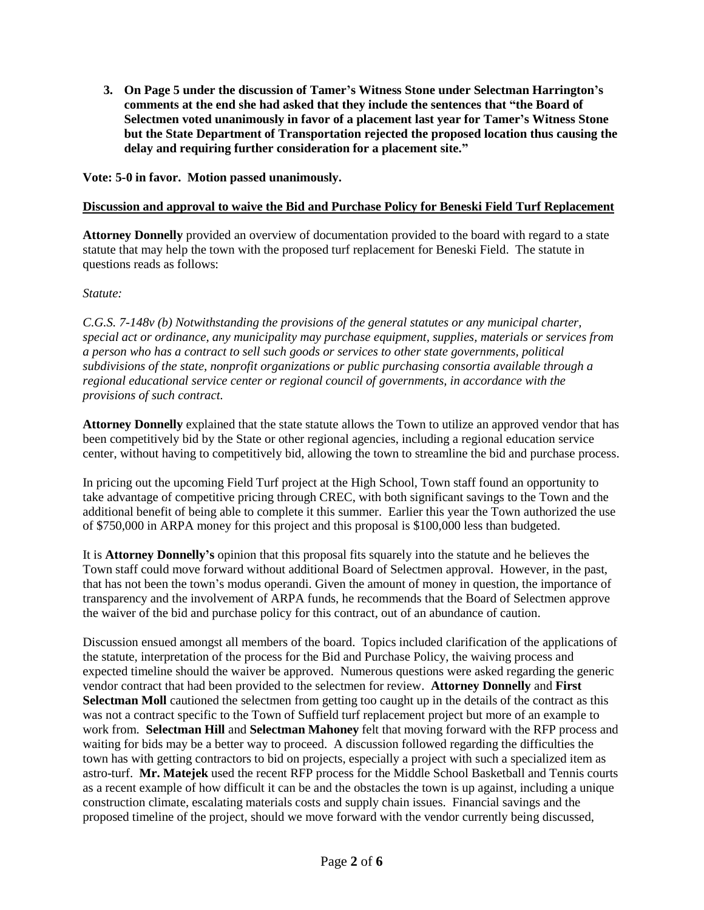3. **On Page 5 under the discussion of Tamer's Witness Stone under Selectman Harrington's comments at the end she had asked that they include the sentences that "the Board of Selectmen voted unanimously in favor of a placement last year for Tamer's Witness Stone but the State Department of Transportation rejected the proposed location thus causing the delay and requiring further consideration for a placement site."**

**Vote: 5-0 in favor. Motion passed unanimously.**

**Discussion and approval to waive the Bid and Purchase Policy for Beneski Field Turf Replacement**

**Attorney Donnelly** provided an overview of documentation provided to the board with regard to a state statute that may help the town with the proposed turf replacement for Beneski Field. The statute in questions reads as follows:

*Statute:*

*C.G.S. 7-148v (b) Notwithstanding the provisions of the general statutes or any municipal charter, special act or ordinance, any municipality may purchase equipment, supplies, materials or services from a person who has a contract to sell such goods or services to other state governments, political subdivisions of the state, nonprofit organizations or public purchasing consortia available through a regional educational service center or regional council of governments, in accordance with the provisions of such contract.*

**Attorney Donnelly** explained that the state statute allows the Town to utilize an approved vendor that has been competitively bid by the State or other regional agencies, including a regional education service center, without having to competitively bid, allowing the town to streamline the bid and purchase process.

In pricing out the upcoming Field Turf project at the High School, Town staff found an opportunity to take advantage of competitive pricing through CREC, with both significant savings to the Town and the additional benefit of being able to complete it this summer. Earlier this year the Town authorized the use of $750,000 in ARPA money for this project and this proposal is $100,000 less than budgeted.

It is **Attorney Donnelly's** opinion that this proposal fits squarely into the statute and he believes the Town staff could move forward without additional Board of Selectmen approval. However, in the past, that has not been the town's modus operandi. Given the amount of money in question, the importance of transparency and the involvement of ARPA funds, he recommends that the Board of Selectmen approve the waiver of the bid and purchase policy for this contract, out of an abundance of caution.

Discussion ensued amongst all members of the board. Topics included clarification of the applications of the statute, interpretation of the process for the Bid and Purchase Policy, the waiving process and expected timeline should the waiver be approved. Numerous questions were asked regarding the generic vendor contract that had been provided to the selectmen for review. **Attorney Donnelly** and **First Selectman Moll** cautioned the selectmen from getting too caught up in the details of the contract as this was not a contract specific to the Town of Suffield turf replacement project but more of an example to work from. **Selectman Hill** and **Selectman Mahoney** felt that moving forward with the RFP process and waiting for bids may be a better way to proceed. A discussion followed regarding the difficulties the town has with getting contractors to bid on projects, especially a project with such a specialized item as astro-turf. **Mr. Matejek** used the recent RFP process for the Middle School Basketball and Tennis courts as a recent example of how difficult it can be and the obstacles the town is up against, including a unique construction climate, escalating materials costs and supply chain issues. Financial savings and the proposed timeline of the project, should we move forward with the vendor currently being discussed,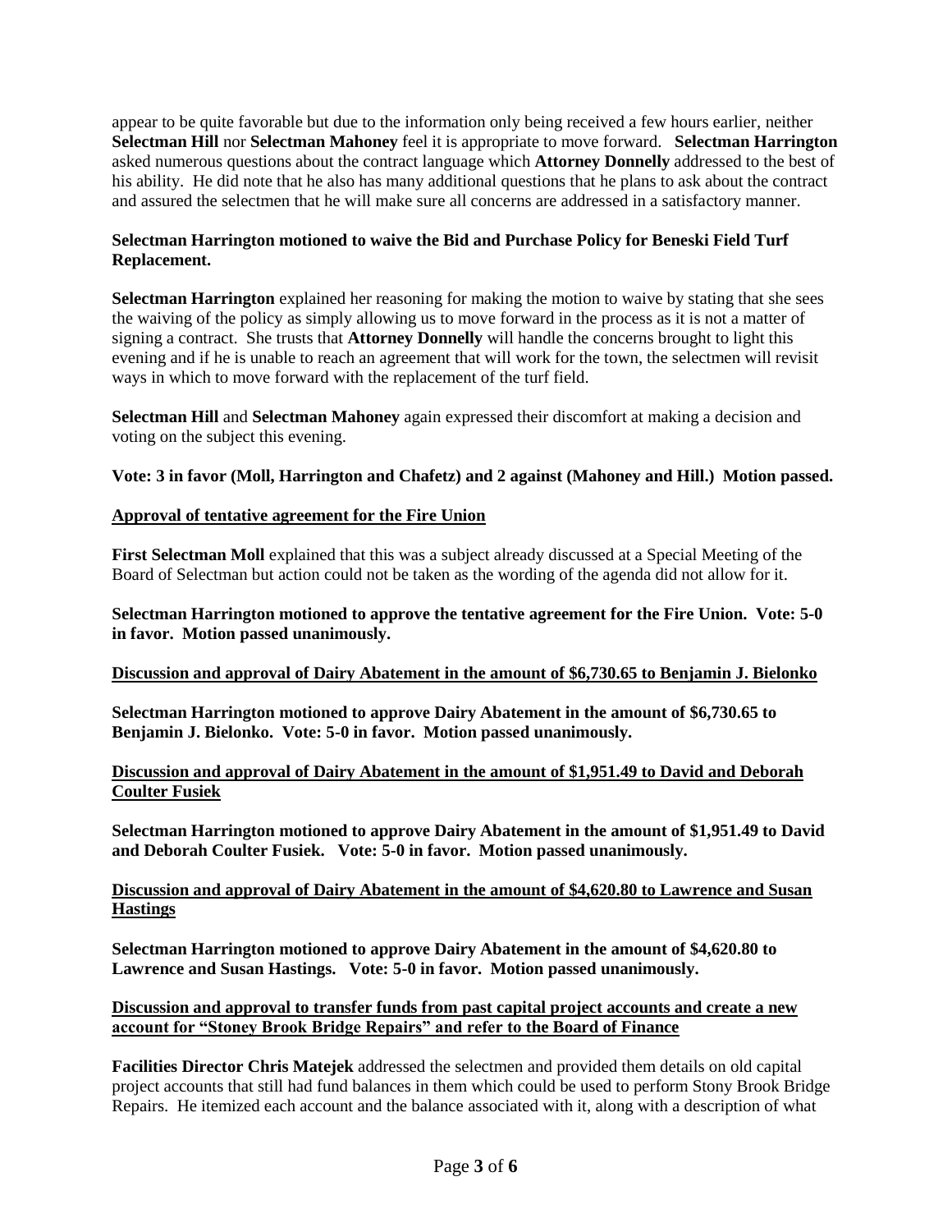appear to be quite favorable but due to the information only being received a few hours earlier, neither **Selectman Hill** nor **Selectman Mahoney** feel it is appropriate to move forward. **Selectman Harrington** asked numerous questions about the contract language which **Attorney Donnelly** addressed to the best of his ability. He did note that he also has many additional questions that he plans to ask about the contract and assured the selectmen that he will make sure all concerns are addressed in a satisfactory manner.

**Selectman Harrington motioned to waive the Bid and Purchase Policy for Beneski Field Turf Replacement.**

**Selectman Harrington** explained her reasoning for making the motion to waive by stating that she sees the waiving of the policy as simply allowing us to move forward in the process as it is not a matter of signing a contract. She trusts that **Attorney Donnelly** will handle the concerns brought to light this evening and if he is unable to reach an agreement that will work for the town, the selectmen will revisit ways in which to move forward with the replacement of the turf field.

**Selectman Hill** and **Selectman Mahoney** again expressed their discomfort at making a decision and voting on the subject this evening.

**Vote: 3 in favor (Moll, Harrington and Chafetz) and 2 against (Mahoney and Hill.) Motion passed.**

**<u>Approval of tentative agreement for the Fire Union</u>**

**First Selectman Moll** explained that this was a subject already discussed at a Special Meeting of the Board of Selectman but action could not be taken as the wording of the agenda did not allow for it.

**Selectman Harrington motioned to approve the tentative agreement for the Fire Union. Vote: 5-0 in favor. Motion passed unanimously.**

**<u>Discussion and approval of Dairy Abatement in the amount of $6,730.65 to Benjamin J. Bielonko</u>**

**Selectman Harrington motioned to approve Dairy Abatement in the amount of $6,730.65 to Benjamin J. Bielonko. Vote: 5-0 in favor. Motion passed unanimously.**

**<u>Discussion and approval of Dairy Abatement in the amount of $1,951.49 to David and Deborah Coulter Fusiek</u>**

**Selectman Harrington motioned to approve Dairy Abatement in the amount of $1,951.49 to David and Deborah Coulter Fusiek. Vote: 5-0 in favor. Motion passed unanimously.**

**<u>Discussion and approval of Dairy Abatement in the amount of $4,620.80 to Lawrence and Susan Hastings</u>**

**Selectman Harrington motioned to approve Dairy Abatement in the amount of $4,620.80 to Lawrence and Susan Hastings. Vote: 5-0 in favor. Motion passed unanimously.**

**<u>Discussion and approval to transfer funds from past capital project accounts and create a new account for "Stoney Brook Bridge Repairs" and refer to the Board of Finance</u>**

**Facilities Director Chris Matejek** addressed the selectmen and provided them details on old capital project accounts that still had fund balances in them which could be used to perform Stony Brook Bridge Repairs. He itemized each account and the balance associated with it, along with a description of what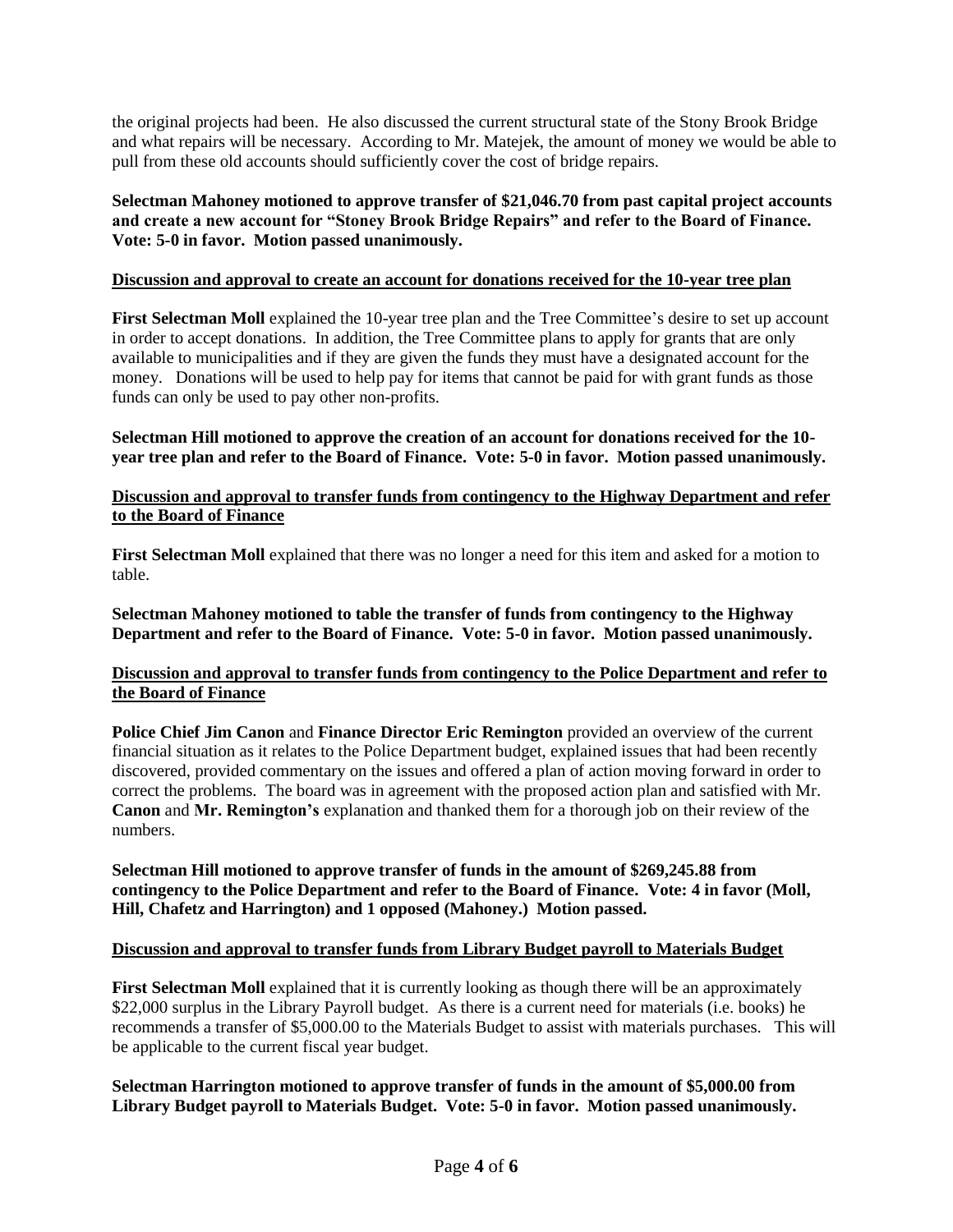the original projects had been. He also discussed the current structural state of the Stony Brook Bridge and what repairs will be necessary. According to Mr. Matejek, the amount of money we would be able to pull from these old accounts should sufficiently cover the cost of bridge repairs.

**Selectman Mahoney motioned to approve transfer of $21,046.70 from past capital project accounts and create a new account for "Stoney Brook Bridge Repairs" and refer to the Board of Finance. Vote: 5-0 in favor. Motion passed unanimously.**

**Discussion and approval to create an account for donations received for the 10-year tree plan**

**First Selectman Moll** explained the 10-year tree plan and the Tree Committee's desire to set up account in order to accept donations. In addition, the Tree Committee plans to apply for grants that are only available to municipalities and if they are given the funds they must have a designated account for the money. Donations will be used to help pay for items that cannot be paid for with grant funds as those funds can only be used to pay other non-profits.

**Selectman Hill motioned to approve the creation of an account for donations received for the 10-year tree plan and refer to the Board of Finance. Vote: 5-0 in favor. Motion passed unanimously.**

**Discussion and approval to transfer funds from contingency to the Highway Department and refer to the Board of Finance**

**First Selectman Moll** explained that there was no longer a need for this item and asked for a motion to table.

**Selectman Mahoney motioned to table the transfer of funds from contingency to the Highway Department and refer to the Board of Finance. Vote: 5-0 in favor. Motion passed unanimously.**

**Discussion and approval to transfer funds from contingency to the Police Department and refer to the Board of Finance**

**Police Chief Jim Canon** and **Finance Director Eric Remington** provided an overview of the current financial situation as it relates to the Police Department budget, explained issues that had been recently discovered, provided commentary on the issues and offered a plan of action moving forward in order to correct the problems. The board was in agreement with the proposed action plan and satisfied with Mr. **Canon** and **Mr. Remington's** explanation and thanked them for a thorough job on their review of the numbers.

**Selectman Hill motioned to approve transfer of funds in the amount of $269,245.88 from contingency to the Police Department and refer to the Board of Finance. Vote: 4 in favor (Moll, Hill, Chafetz and Harrington) and 1 opposed (Mahoney.) Motion passed.**

**Discussion and approval to transfer funds from Library Budget payroll to Materials Budget**

**First Selectman Moll** explained that it is currently looking as though there will be an approximately $22,000 surplus in the Library Payroll budget. As there is a current need for materials (i.e. books) he recommends a transfer of $5,000.00 to the Materials Budget to assist with materials purchases. This will be applicable to the current fiscal year budget.

**Selectman Harrington motioned to approve transfer of funds in the amount of $5,000.00 from Library Budget payroll to Materials Budget. Vote: 5-0 in favor. Motion passed unanimously.**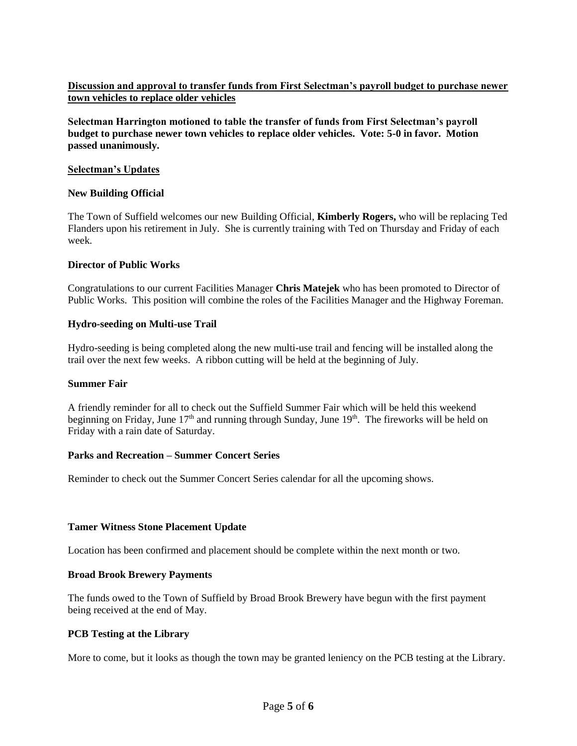**<u>Discussion and approval to transfer funds from First Selectman's payroll budget to purchase newer town vehicles to replace older vehicles</u>**

**Selectman Harrington motioned to table the transfer of funds from First Selectman's payroll budget to purchase newer town vehicles to replace older vehicles. Vote: 5-0 in favor. Motion passed unanimously.**

**<u>Selectman's Updates</u>**

**New Building Official**

The Town of Suffield welcomes our new Building Official, **Kimberly Rogers,** who will be replacing Ted Flanders upon his retirement in July. She is currently training with Ted on Thursday and Friday of each week.

**Director of Public Works**

Congratulations to our current Facilities Manager **Chris Matejek** who has been promoted to Director of Public Works. This position will combine the roles of the Facilities Manager and the Highway Foreman.

**Hydro-seeding on Multi-use Trail**

Hydro-seeding is being completed along the new multi-use trail and fencing will be installed along the trail over the next few weeks. A ribbon cutting will be held at the beginning of July.

**Summer Fair**

A friendly reminder for all to check out the Suffield Summer Fair which will be held this weekend beginning on Friday, June 17th and running through Sunday, June 19th. The fireworks will be held on Friday with a rain date of Saturday.

**Parks and Recreation – Summer Concert Series**

Reminder to check out the Summer Concert Series calendar for all the upcoming shows.

**Tamer Witness Stone Placement Update**

Location has been confirmed and placement should be complete within the next month or two.

**Broad Brook Brewery Payments**

The funds owed to the Town of Suffield by Broad Brook Brewery have begun with the first payment being received at the end of May.

**PCB Testing at the Library**

More to come, but it looks as though the town may be granted leniency on the PCB testing at the Library.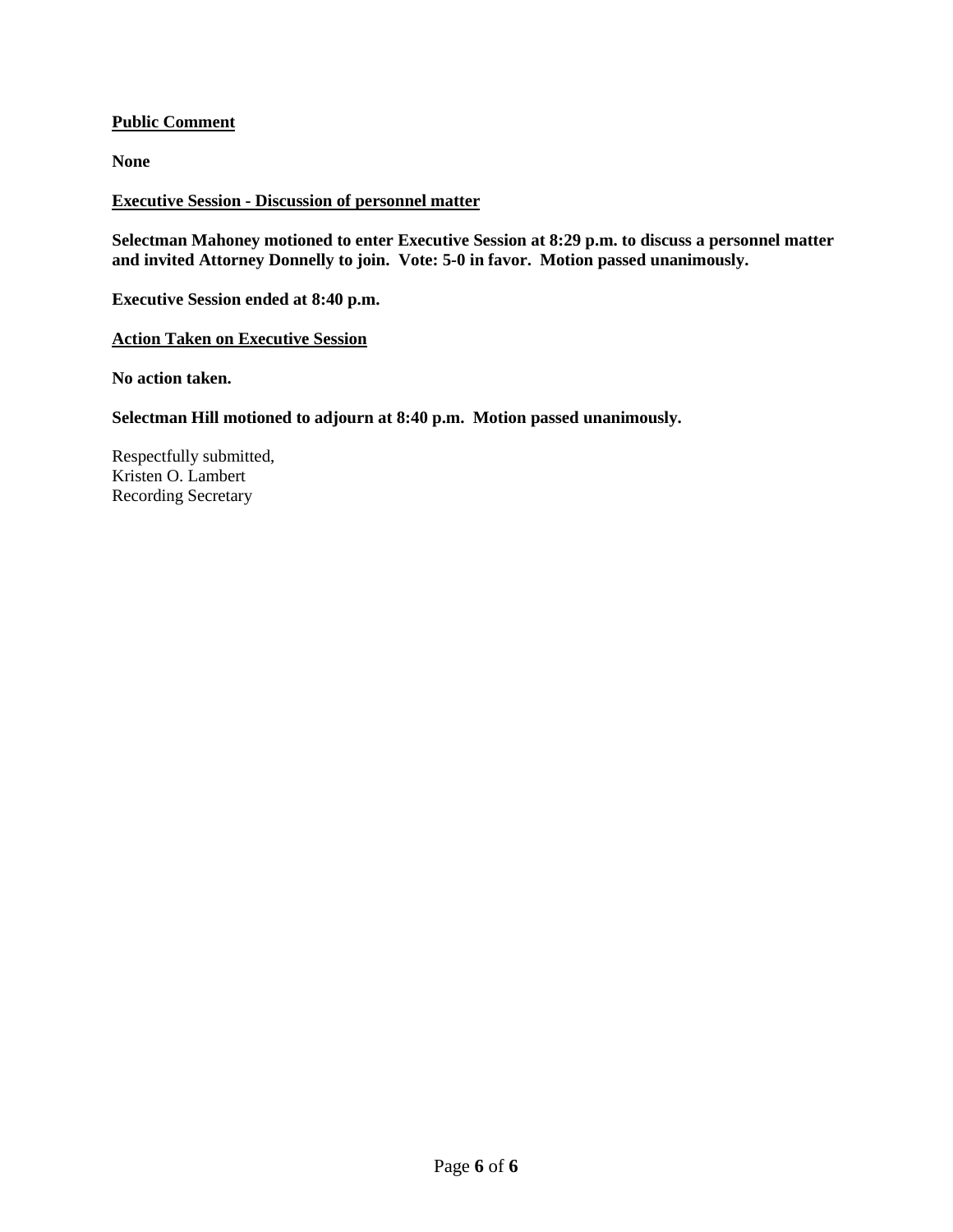**Public Comment**

**None**

**Executive Session - Discussion of personnel matter**

**Selectman Mahoney motioned to enter Executive Session at 8:29 p.m. to discuss a personnel matter and invited Attorney Donnelly to join. Vote: 5-0 in favor. Motion passed unanimously.**

**Executive Session ended at 8:40 p.m.**

**Action Taken on Executive Session**

**No action taken.**

**Selectman Hill motioned to adjourn at 8:40 p.m. Motion passed unanimously.**

Respectfully submitted,
Kristen O. Lambert
Recording Secretary